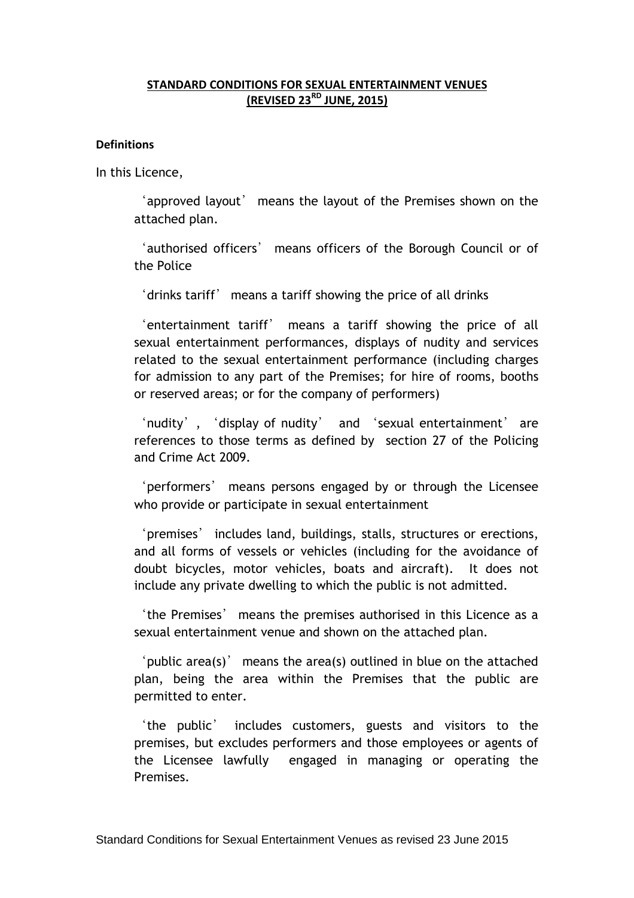# STANDARD CONDITIONS FOR SEXUAL ENTERTAINMENT VENUES (REVISED 23RD JUNE, 2015)

**Definitions**

In this Licence,

'approved layout' means the layout of the Premises shown on the attached plan.

'authorised officers' means officers of the Borough Council or of the Police

'drinks tariff' means a tariff showing the price of all drinks

'entertainment tariff' means a tariff showing the price of all sexual entertainment performances, displays of nudity and services related to the sexual entertainment performance (including charges for admission to any part of the Premises; for hire of rooms, booths or reserved areas; or for the company of performers)

'nudity', 'display of nudity' and 'sexual entertainment' are references to those terms as defined by section 27 of the Policing and Crime Act 2009.

'performers' means persons engaged by or through the Licensee who provide or participate in sexual entertainment

'premises' includes land, buildings, stalls, structures or erections, and all forms of vessels or vehicles (including for the avoidance of doubt bicycles, motor vehicles, boats and aircraft). It does not include any private dwelling to which the public is not admitted.

'the Premises' means the premises authorised in this Licence as a sexual entertainment venue and shown on the attached plan.

'public area(s)' means the area(s) outlined in blue on the attached plan, being the area within the Premises that the public are permitted to enter.

'the public' includes customers, guests and visitors to the premises, but excludes performers and those employees or agents of the Licensee lawfully engaged in managing or operating the Premises.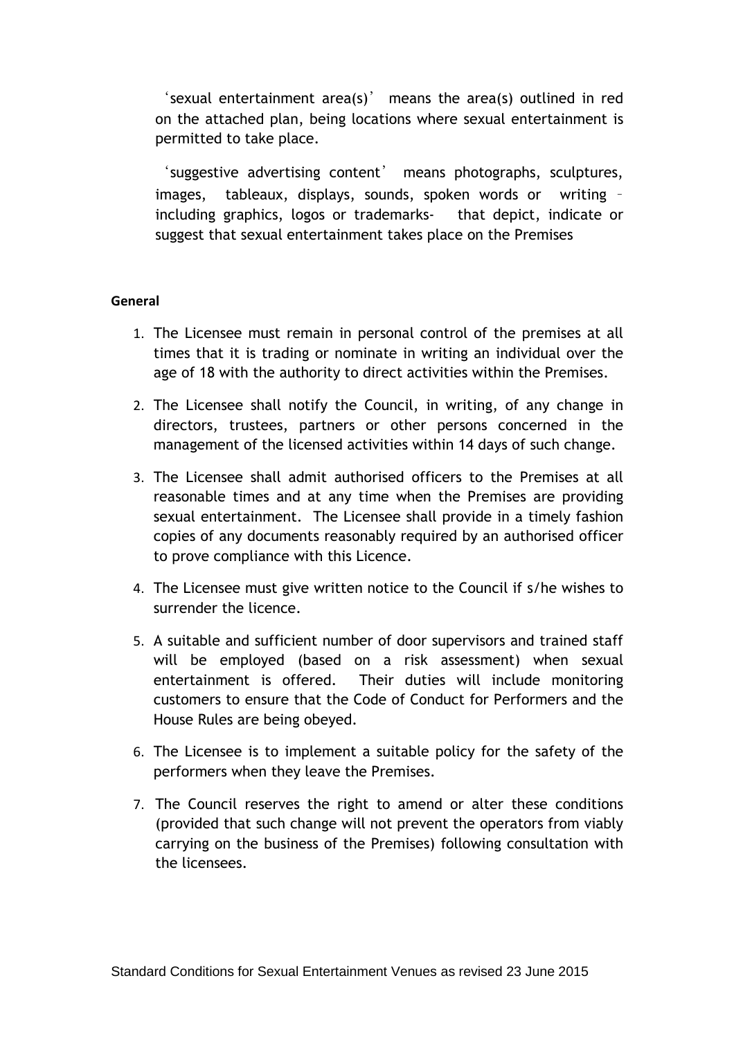'sexual entertainment area(s)' means the area(s) outlined in red on the attached plan, being locations where sexual entertainment is permitted to take place.

'suggestive advertising content' means photographs, sculptures, images, tableaux, displays, sounds, spoken words or writing – including graphics, logos or trademarks- that depict, indicate or suggest that sexual entertainment takes place on the Premises

**General**

1. The Licensee must remain in personal control of the premises at all times that it is trading or nominate in writing an individual over the age of 18 with the authority to direct activities within the Premises.
2. The Licensee shall notify the Council, in writing, of any change in directors, trustees, partners or other persons concerned in the management of the licensed activities within 14 days of such change.
3. The Licensee shall admit authorised officers to the Premises at all reasonable times and at any time when the Premises are providing sexual entertainment. The Licensee shall provide in a timely fashion copies of any documents reasonably required by an authorised officer to prove compliance with this Licence.
4. The Licensee must give written notice to the Council if s/he wishes to surrender the licence.
5. A suitable and sufficient number of door supervisors and trained staff will be employed (based on a risk assessment) when sexual entertainment is offered. Their duties will include monitoring customers to ensure that the Code of Conduct for Performers and the House Rules are being obeyed.
6. The Licensee is to implement a suitable policy for the safety of the performers when they leave the Premises.
7. The Council reserves the right to amend or alter these conditions (provided that such change will not prevent the operators from viably carrying on the business of the Premises) following consultation with the licensees.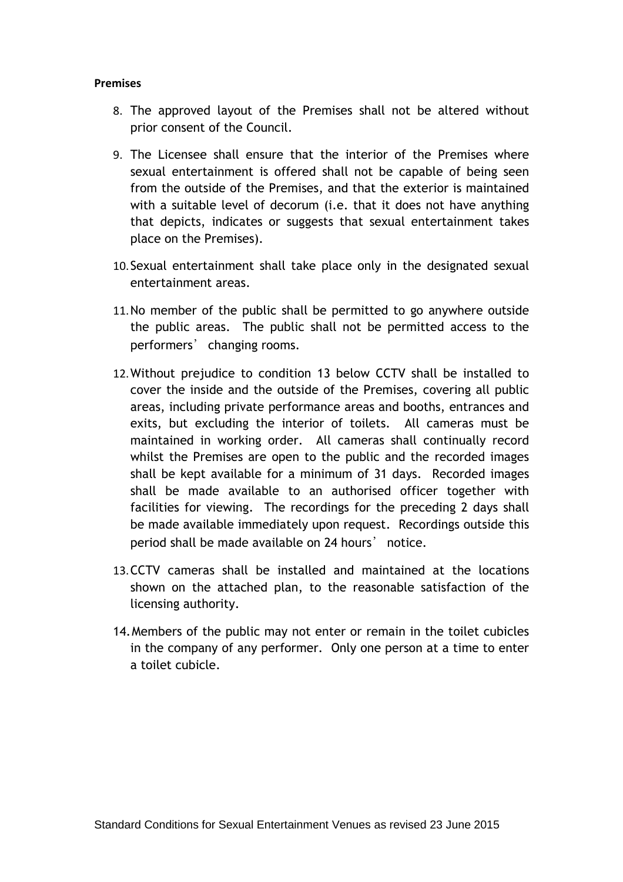**Premises**

8. The approved layout of the Premises shall not be altered without prior consent of the Council.

9. The Licensee shall ensure that the interior of the Premises where sexual entertainment is offered shall not be capable of being seen from the outside of the Premises, and that the exterior is maintained with a suitable level of decorum (i.e. that it does not have anything that depicts, indicates or suggests that sexual entertainment takes place on the Premises).

10. Sexual entertainment shall take place only in the designated sexual entertainment areas.

11. No member of the public shall be permitted to go anywhere outside the public areas. The public shall not be permitted access to the performers' changing rooms.

12. Without prejudice to condition 13 below CCTV shall be installed to cover the inside and the outside of the Premises, covering all public areas, including private performance areas and booths, entrances and exits, but excluding the interior of toilets. All cameras must be maintained in working order. All cameras shall continually record whilst the Premises are open to the public and the recorded images shall be kept available for a minimum of 31 days. Recorded images shall be made available to an authorised officer together with facilities for viewing. The recordings for the preceding 2 days shall be made available immediately upon request. Recordings outside this period shall be made available on 24 hours' notice.

13. CCTV cameras shall be installed and maintained at the locations shown on the attached plan, to the reasonable satisfaction of the licensing authority.

14. Members of the public may not enter or remain in the toilet cubicles in the company of any performer. Only one person at a time to enter a toilet cubicle.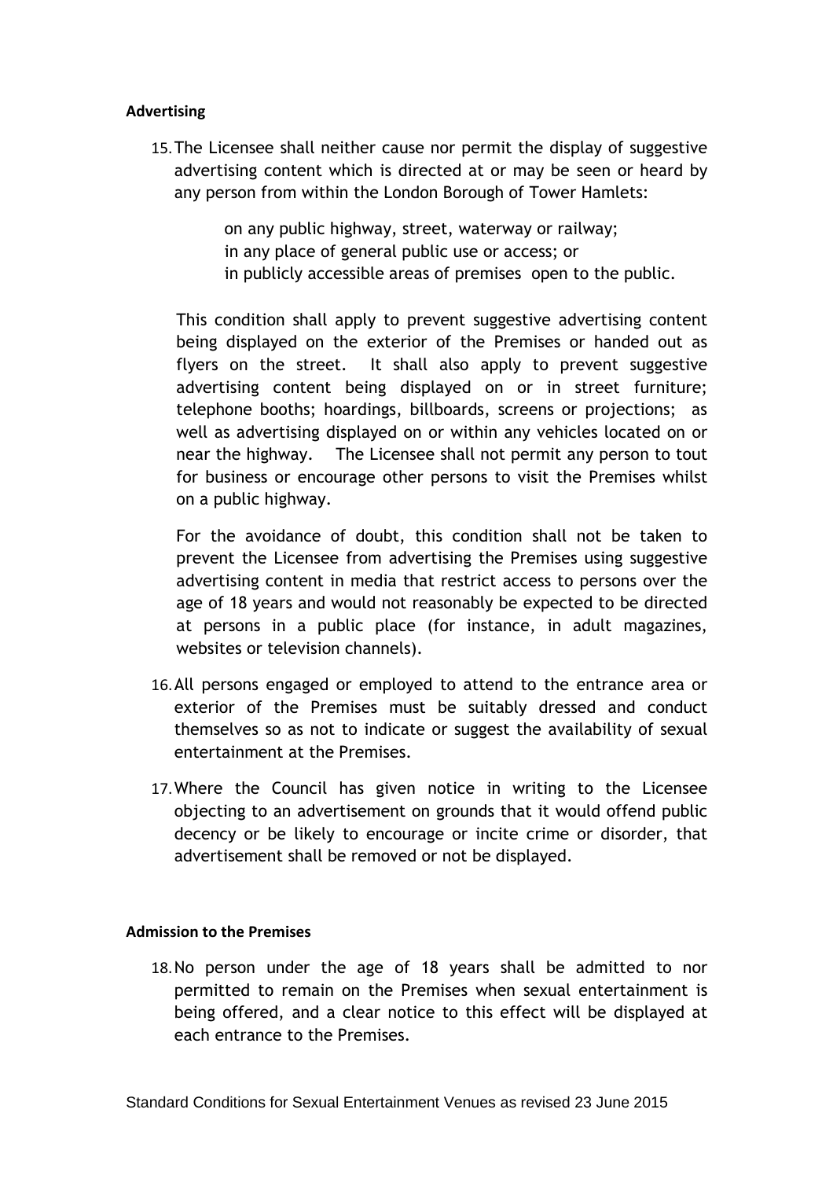**Advertising**

15. The Licensee shall neither cause nor permit the display of suggestive advertising content which is directed at or may be seen or heard by any person from within the London Borough of Tower Hamlets:

    on any public highway, street, waterway or railway;
    in any place of general public use or access; or
    in publicly accessible areas of premises open to the public.

    This condition shall apply to prevent suggestive advertising content being displayed on the exterior of the Premises or handed out as flyers on the street. It shall also apply to prevent suggestive advertising content being displayed on or in street furniture; telephone booths; hoardings, billboards, screens or projections; as well as advertising displayed on or within any vehicles located on or near the highway. The Licensee shall not permit any person to tout for business or encourage other persons to visit the Premises whilst on a public highway.

    For the avoidance of doubt, this condition shall not be taken to prevent the Licensee from advertising the Premises using suggestive advertising content in media that restrict access to persons over the age of 18 years and would not reasonably be expected to be directed at persons in a public place (for instance, in adult magazines, websites or television channels).

16. All persons engaged or employed to attend to the entrance area or exterior of the Premises must be suitably dressed and conduct themselves so as not to indicate or suggest the availability of sexual entertainment at the Premises.

17. Where the Council has given notice in writing to the Licensee objecting to an advertisement on grounds that it would offend public decency or be likely to encourage or incite crime or disorder, that advertisement shall be removed or not be displayed.

**Admission to the Premises**

18. No person under the age of 18 years shall be admitted to nor permitted to remain on the Premises when sexual entertainment is being offered, and a clear notice to this effect will be displayed at each entrance to the Premises.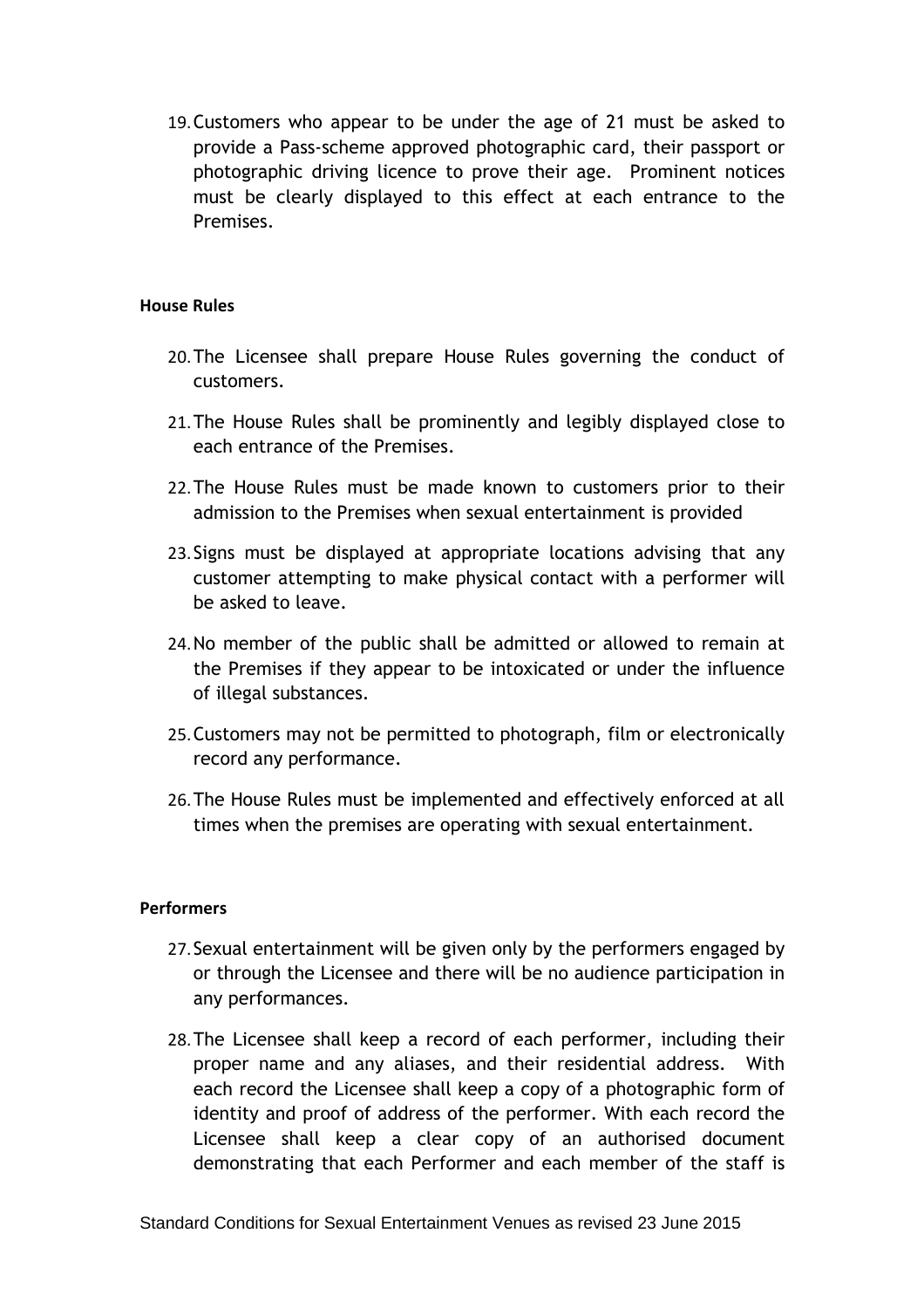19. Customers who appear to be under the age of 21 must be asked to provide a Pass-scheme approved photographic card, their passport or photographic driving licence to prove their age. Prominent notices must be clearly displayed to this effect at each entrance to the Premises.

**House Rules**

20. The Licensee shall prepare House Rules governing the conduct of customers.

21. The House Rules shall be prominently and legibly displayed close to each entrance of the Premises.

22. The House Rules must be made known to customers prior to their admission to the Premises when sexual entertainment is provided

23. Signs must be displayed at appropriate locations advising that any customer attempting to make physical contact with a performer will be asked to leave.

24. No member of the public shall be admitted or allowed to remain at the Premises if they appear to be intoxicated or under the influence of illegal substances.

25. Customers may not be permitted to photograph, film or electronically record any performance.

26. The House Rules must be implemented and effectively enforced at all times when the premises are operating with sexual entertainment.

**Performers**

27. Sexual entertainment will be given only by the performers engaged by or through the Licensee and there will be no audience participation in any performances.

28. The Licensee shall keep a record of each performer, including their proper name and any aliases, and their residential address. With each record the Licensee shall keep a copy of a photographic form of identity and proof of address of the performer. With each record the Licensee shall keep a clear copy of an authorised document demonstrating that each Performer and each member of the staff is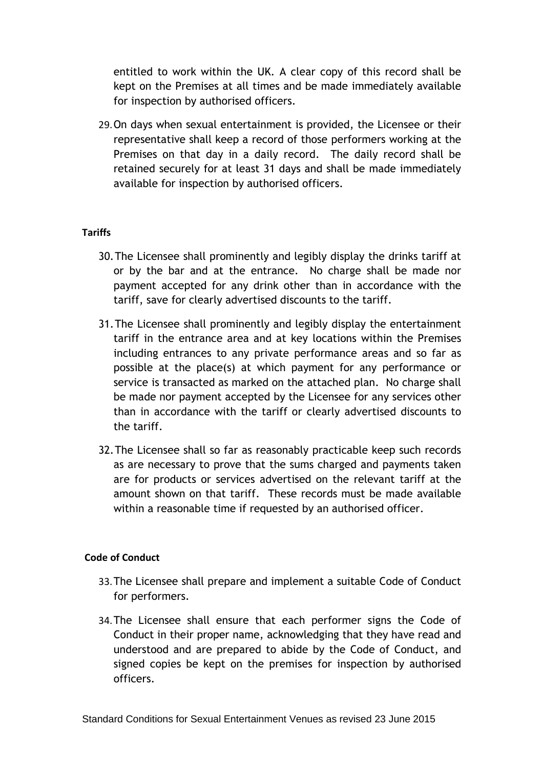entitled to work within the UK. A clear copy of this record shall be kept on the Premises at all times and be made immediately available for inspection by authorised officers.

29. On days when sexual entertainment is provided, the Licensee or their representative shall keep a record of those performers working at the Premises on that day in a daily record. The daily record shall be retained securely for at least 31 days and shall be made immediately available for inspection by authorised officers.

**Tariffs**

30. The Licensee shall prominently and legibly display the drinks tariff at or by the bar and at the entrance. No charge shall be made nor payment accepted for any drink other than in accordance with the tariff, save for clearly advertised discounts to the tariff.

31. The Licensee shall prominently and legibly display the entertainment tariff in the entrance area and at key locations within the Premises including entrances to any private performance areas and so far as possible at the place(s) at which payment for any performance or service is transacted as marked on the attached plan. No charge shall be made nor payment accepted by the Licensee for any services other than in accordance with the tariff or clearly advertised discounts to the tariff.

32. The Licensee shall so far as reasonably practicable keep such records as are necessary to prove that the sums charged and payments taken are for products or services advertised on the relevant tariff at the amount shown on that tariff. These records must be made available within a reasonable time if requested by an authorised officer.

**Code of Conduct**

33. The Licensee shall prepare and implement a suitable Code of Conduct for performers.

34. The Licensee shall ensure that each performer signs the Code of Conduct in their proper name, acknowledging that they have read and understood and are prepared to abide by the Code of Conduct, and signed copies be kept on the premises for inspection by authorised officers.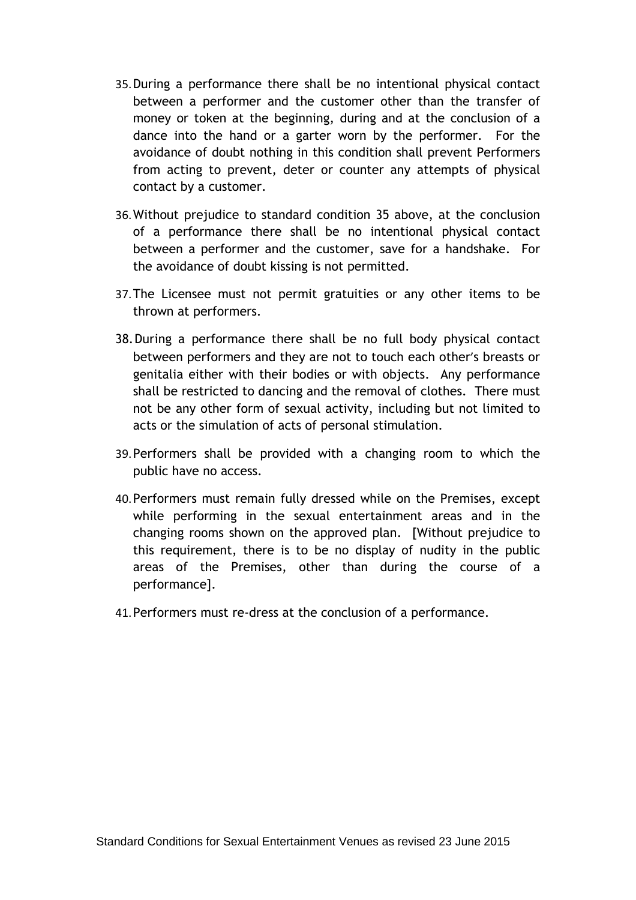35. During a performance there shall be no intentional physical contact between a performer and the customer other than the transfer of money or token at the beginning, during and at the conclusion of a dance into the hand or a garter worn by the performer. For the avoidance of doubt nothing in this condition shall prevent Performers from acting to prevent, deter or counter any attempts of physical contact by a customer.

36. Without prejudice to standard condition 35 above, at the conclusion of a performance there shall be no intentional physical contact between a performer and the customer, save for a handshake. For the avoidance of doubt kissing is not permitted.

37. The Licensee must not permit gratuities or any other items to be thrown at performers.

38. During a performance there shall be no full body physical contact between performers and they are not to touch each other's breasts or genitalia either with their bodies or with objects. Any performance shall be restricted to dancing and the removal of clothes. There must not be any other form of sexual activity, including but not limited to acts or the simulation of acts of personal stimulation.

39. Performers shall be provided with a changing room to which the public have no access.

40. Performers must remain fully dressed while on the Premises, except while performing in the sexual entertainment areas and in the changing rooms shown on the approved plan. [Without prejudice to this requirement, there is to be no display of nudity in the public areas of the Premises, other than during the course of a performance].

41. Performers must re-dress at the conclusion of a performance.